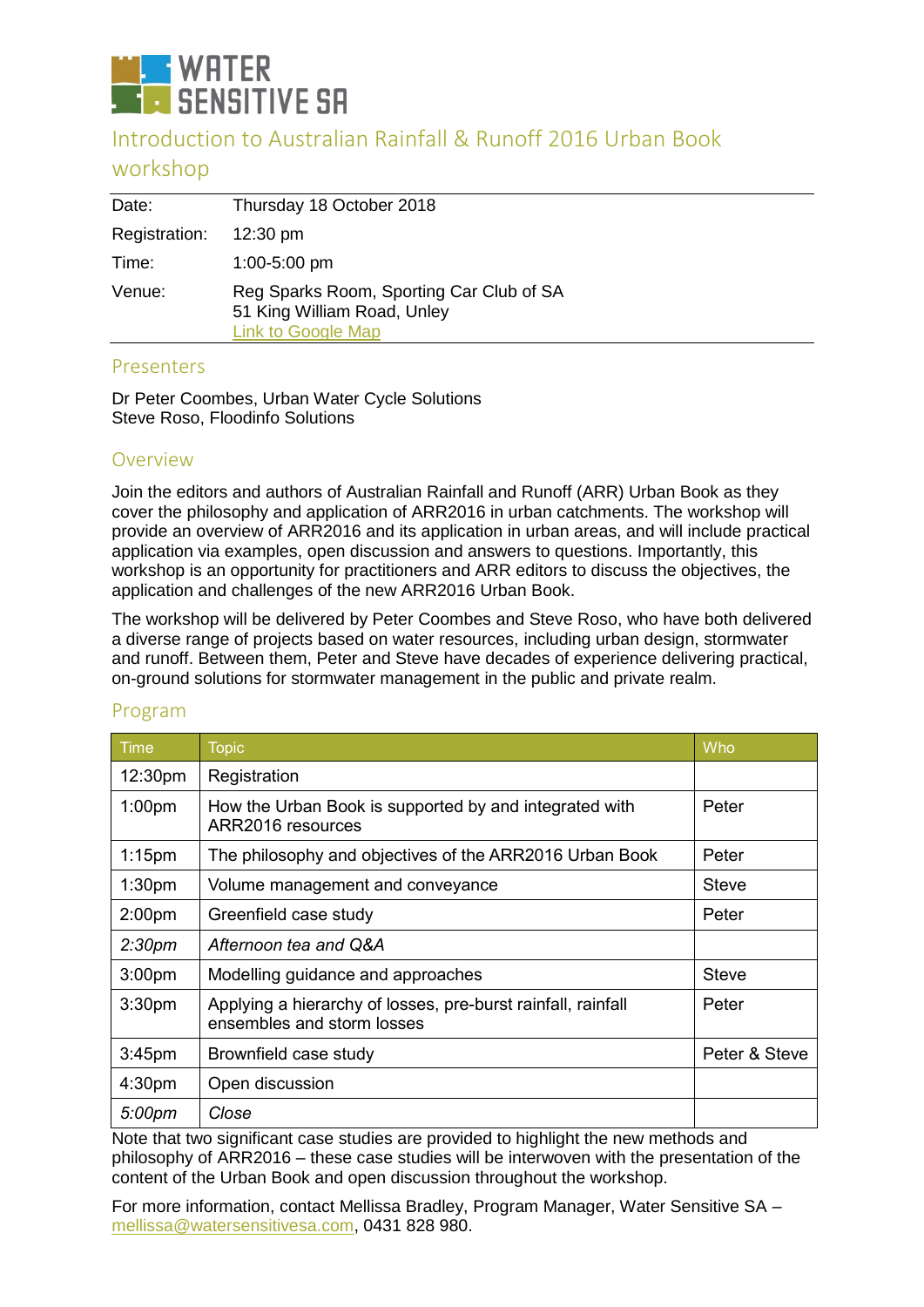WATER SENSITIVE SA

# Introduction to Australian Rainfall & Runoff 2016 Urban Book workshop

| | |
|---|---|
| Date: | Thursday 18 October 2018 |
| Registration: | 12:30 pm |
| Time: | 1:00-5:00 pm |
| Venue: | Reg Sparks Room, Sporting Car Club of SA<br>51 King William Road, Unley<br>Link to Google Map |

## Presenters

Dr Peter Coombes, Urban Water Cycle Solutions
Steve Roso, Floodinfo Solutions

## Overview

Join the editors and authors of Australian Rainfall and Runoff (ARR) Urban Book as they cover the philosophy and application of ARR2016 in urban catchments. The workshop will provide an overview of ARR2016 and its application in urban areas, and will include practical application via examples, open discussion and answers to questions. Importantly, this workshop is an opportunity for practitioners and ARR editors to discuss the objectives, the application and challenges of the new ARR2016 Urban Book.

The workshop will be delivered by Peter Coombes and Steve Roso, who have both delivered a diverse range of projects based on water resources, including urban design, stormwater and runoff. Between them, Peter and Steve have decades of experience delivering practical, on-ground solutions for stormwater management in the public and private realm.

## Program

| Time | Topic | Who |
|---|---|---|
| 12:30pm | Registration | |
| 1:00pm | How the Urban Book is supported by and integrated with ARR2016 resources | Peter |
| 1:15pm | The philosophy and objectives of the ARR2016 Urban Book | Peter |
| 1:30pm | Volume management and conveyance | Steve |
| 2:00pm | Greenfield case study | Peter |
| *2:30pm* | *Afternoon tea and Q&A* | |
| 3:00pm | Modelling guidance and approaches | Steve |
| 3:30pm | Applying a hierarchy of losses, pre-burst rainfall, rainfall ensembles and storm losses | Peter |
| 3:45pm | Brownfield case study | Peter & Steve |
| 4:30pm | Open discussion | |
| *5:00pm* | *Close* | |

Note that two significant case studies are provided to highlight the new methods and philosophy of ARR2016 – these case studies will be interwoven with the presentation of the content of the Urban Book and open discussion throughout the workshop.

For more information, contact Mellissa Bradley, Program Manager, Water Sensitive SA – mellissa@watersensitivesa.com, 0431 828 980.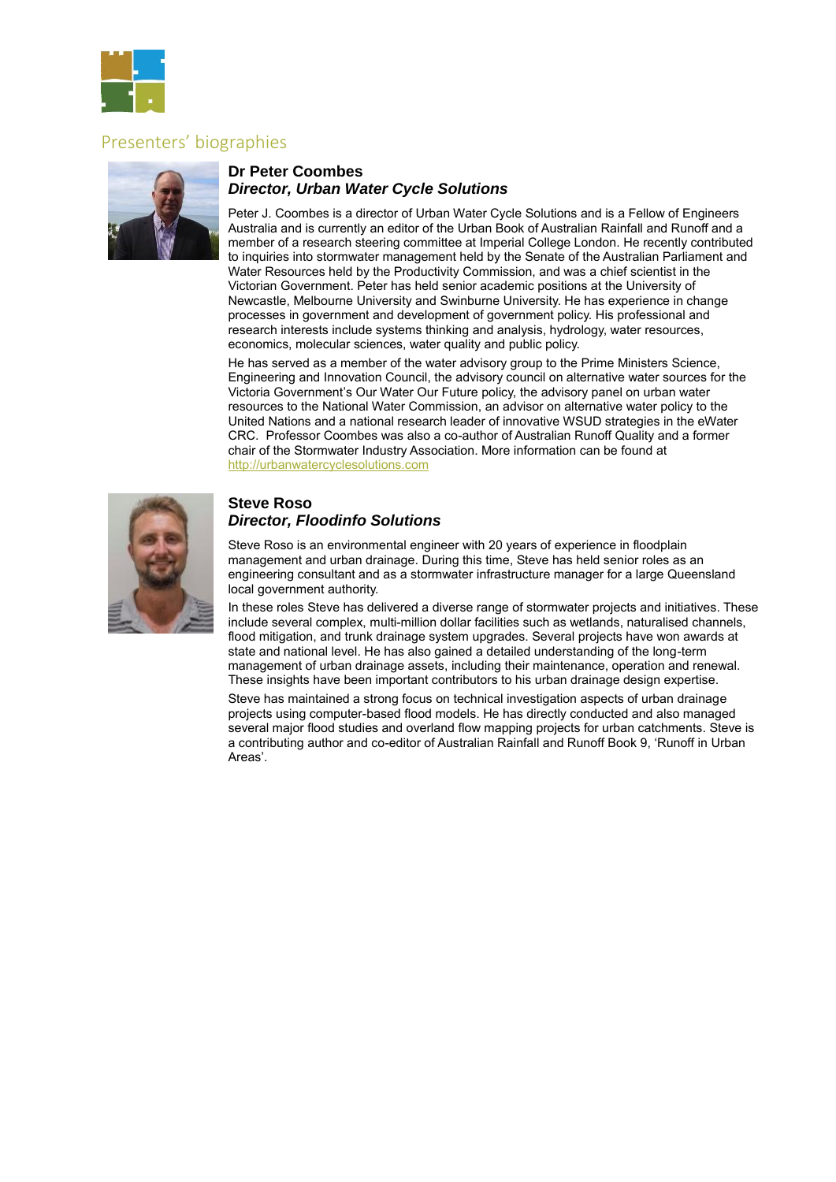## Presenters' biographies

### Dr Peter Coombes
***Director, Urban Water Cycle Solutions***

Peter J. Coombes is a director of Urban Water Cycle Solutions and is a Fellow of Engineers Australia and is currently an editor of the Urban Book of Australian Rainfall and Runoff and a member of a research steering committee at Imperial College London. He recently contributed to inquiries into stormwater management held by the Senate of the Australian Parliament and Water Resources held by the Productivity Commission, and was a chief scientist in the Victorian Government. Peter has held senior academic positions at the University of Newcastle, Melbourne University and Swinburne University. He has experience in change processes in government and development of government policy. His professional and research interests include systems thinking and analysis, hydrology, water resources, economics, molecular sciences, water quality and public policy.

He has served as a member of the water advisory group to the Prime Ministers Science, Engineering and Innovation Council, the advisory council on alternative water sources for the Victoria Government's Our Water Our Future policy, the advisory panel on urban water resources to the National Water Commission, an advisor on alternative water policy to the United Nations and a national research leader of innovative WSUD strategies in the eWater CRC. Professor Coombes was also a co-author of Australian Runoff Quality and a former chair of the Stormwater Industry Association. More information can be found at http://urbanwatercyclesolutions.com

### Steve Roso
***Director, Floodinfo Solutions***

Steve Roso is an environmental engineer with 20 years of experience in floodplain management and urban drainage. During this time, Steve has held senior roles as an engineering consultant and as a stormwater infrastructure manager for a large Queensland local government authority.

In these roles Steve has delivered a diverse range of stormwater projects and initiatives. These include several complex, multi-million dollar facilities such as wetlands, naturalised channels, flood mitigation, and trunk drainage system upgrades. Several projects have won awards at state and national level. He has also gained a detailed understanding of the long-term management of urban drainage assets, including their maintenance, operation and renewal. These insights have been important contributors to his urban drainage design expertise.

Steve has maintained a strong focus on technical investigation aspects of urban drainage projects using computer-based flood models. He has directly conducted and also managed several major flood studies and overland flow mapping projects for urban catchments. Steve is a contributing author and co-editor of Australian Rainfall and Runoff Book 9, 'Runoff in Urban Areas'.